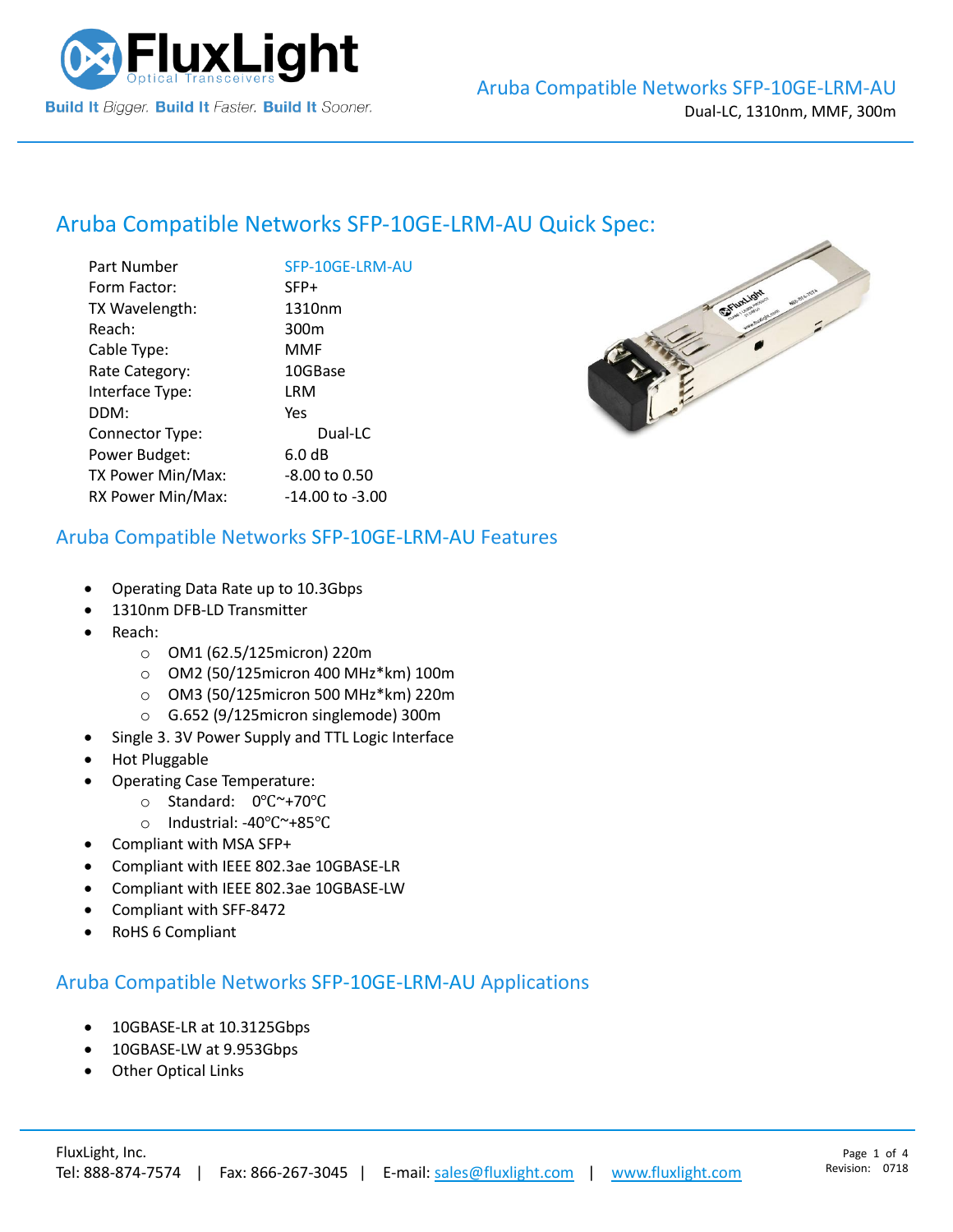# Aruba Compatible Networks SFP-10GE-LRM-AU

Dual-LC, 1310nm, MMF, 300m

## Aruba Compatible Networks SFP-10GE-LRM-AU Quick Spec:

| | |
|---|---|
| Part Number | SFP-10GE-LRM-AU |
| Form Factor: | SFP+ |
| TX Wavelength: | 1310nm |
| Reach: | 300m |
| Cable Type: | MMF |
| Rate Category: | 10GBase |
| Interface Type: | LRM |
| DDM: | Yes |
| Connector Type: | Dual-LC |
| Power Budget: | 6.0 dB |
| TX Power Min/Max: | -8.00 to 0.50 |
| RX Power Min/Max: | -14.00 to -3.00 |

## Aruba Compatible Networks SFP-10GE-LRM-AU Features

- Operating Data Rate up to 10.3Gbps
- 1310nm DFB-LD Transmitter
- Reach:
  - OM1 (62.5/125micron) 220m
  - OM2 (50/125micron 400 MHz*km) 100m
  - OM3 (50/125micron 500 MHz*km) 220m
  - G.652 (9/125micron singlemode) 300m
- Single 3. 3V Power Supply and TTL Logic Interface
- Hot Pluggable
- Operating Case Temperature:
  - Standard: 0℃~+70℃
  - Industrial: -40℃~+85℃
- Compliant with MSA SFP+
- Compliant with IEEE 802.3ae 10GBASE-LR
- Compliant with IEEE 802.3ae 10GBASE-LW
- Compliant with SFF-8472
- RoHS 6 Compliant

## Aruba Compatible Networks SFP-10GE-LRM-AU Applications

- 10GBASE-LR at 10.3125Gbps
- 10GBASE-LW at 9.953Gbps
- Other Optical Links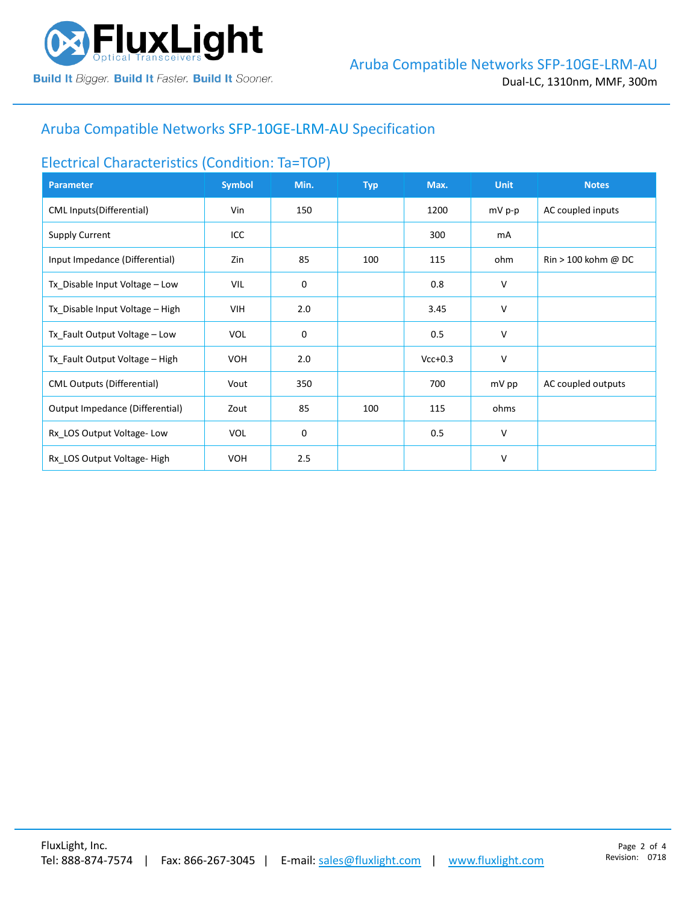## Aruba Compatible Networks SFP-10GE-LRM-AU Specification

### Electrical Characteristics (Condition: Ta=TOP)

| Parameter | Symbol | Min. | Typ | Max. | Unit | Notes |
|---|---|---|---|---|---|---|
| CML Inputs(Differential) | Vin | 150 | | 1200 | mV p-p | AC coupled inputs |
| Supply Current | ICC | | | 300 | mA | |
| Input Impedance (Differential) | Zin | 85 | 100 | 115 | ohm | Rin > 100 kohm @ DC |
| Tx_Disable Input Voltage – Low | VIL | 0 | | 0.8 | V | |
| Tx_Disable Input Voltage – High | VIH | 2.0 | | 3.45 | V | |
| Tx_Fault Output Voltage – Low | VOL | 0 | | 0.5 | V | |
| Tx_Fault Output Voltage – High | VOH | 2.0 | | Vcc+0.3 | V | |
| CML Outputs (Differential) | Vout | 350 | | 700 | mV pp | AC coupled outputs |
| Output Impedance (Differential) | Zout | 85 | 100 | 115 | ohms | |
| Rx_LOS Output Voltage- Low | VOL | 0 | | 0.5 | V | |
| Rx_LOS Output Voltage- High | VOH | 2.5 | | | V | |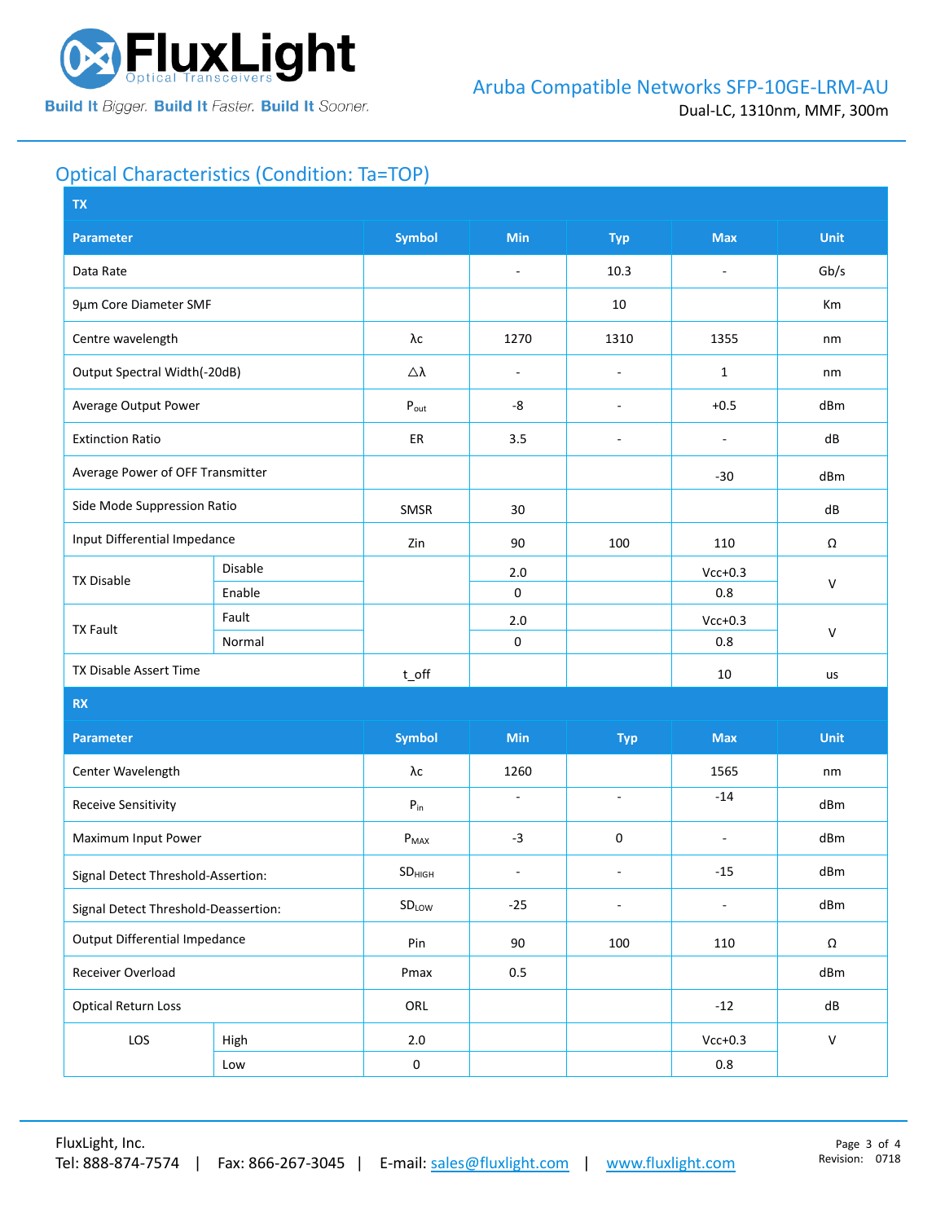## Optical Characteristics (Condition: Ta=TOP)

| TX | | | | | | |
|---|---|---|---|---|---|---|
| **Parameter** | | **Symbol** | **Min** | **Typ** | **Max** | **Unit** |
| Data Rate | | | - | 10.3 | - | Gb/s |
| 9µm Core Diameter SMF | | | | 10 | | Km |
| Centre wavelength | | λc | 1270 | 1310 | 1355 | nm |
| Output Spectral Width(-20dB) | | △λ | - | - | 1 | nm |
| Average Output Power | | $P_{out}$ | -8 | - | +0.5 | dBm |
| Extinction Ratio | | ER | 3.5 | - | - | dB |
| Average Power of OFF Transmitter | | | | | -30 | dBm |
| Side Mode Suppression Ratio | | SMSR | 30 | | | dB |
| Input Differential Impedance | | Zin | 90 | 100 | 110 | Ω |
| TX Disable | Disable | | 2.0 | | Vcc+0.3 | V |
| | Enable | | 0 | | 0.8 | |
| TX Fault | Fault | | 2.0 | | Vcc+0.3 | V |
| | Normal | | 0 | | 0.8 | |
| TX Disable Assert Time | | t_off | | | 10 | us |
| **RX** | | | | | | |
| **Parameter** | | **Symbol** | **Min** | **Typ** | **Max** | **Unit** |
| Center Wavelength | | λc | 1260 | | 1565 | nm |
| Receive Sensitivity | | $P_{in}$ | - | - | -14 | dBm |
| Maximum Input Power | | $P_{MAX}$ | -3 | 0 | - | dBm |
| Signal Detect Threshold-Assertion: | | $SD_{HIGH}$ | - | - | -15 | dBm |
| Signal Detect Threshold-Deassertion: | | $SD_{LOW}$ | -25 | - | - | dBm |
| Output Differential Impedance | | Pin | 90 | 100 | 110 | Ω |
| Receiver Overload | | Pmax | 0.5 | | | dBm |
| Optical Return Loss | | ORL | | | -12 | dB |
| LOS | High | 2.0 | | | Vcc+0.3 | V |
| | Low | 0 | | | 0.8 | |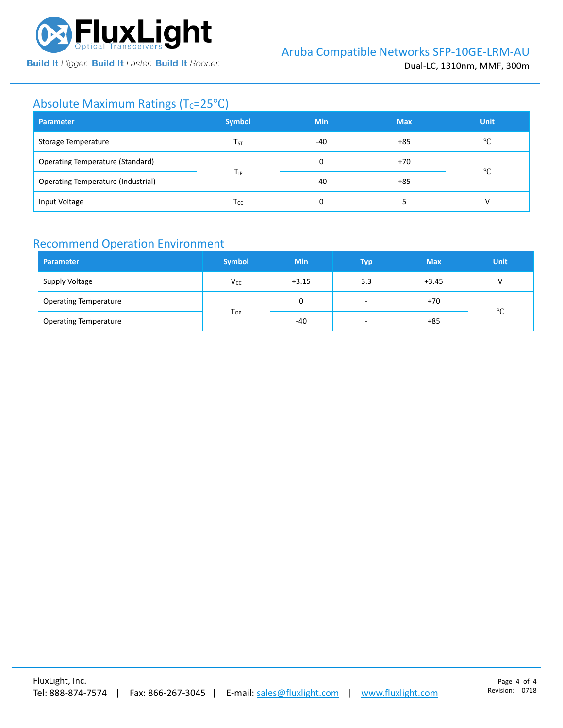## Absolute Maximum Ratings ($T_C$=25℃)

| Parameter | Symbol | Min | Max | Unit |
|---|---|---|---|---|
| Storage Temperature | $T_{ST}$ | -40 | +85 | ℃ |
| Operating Temperature (Standard) | $T_{IP}$ | 0 | +70 | ℃ |
| Operating Temperature (Industrial) | | -40 | +85 | |
| Input Voltage | $T_{CC}$ | 0 | 5 | V |

## Recommend Operation Environment

| Parameter | Symbol | Min | Typ | Max | Unit |
|---|---|---|---|---|---|
| Supply Voltage | $V_{CC}$ | +3.15 | 3.3 | +3.45 | V |
| Operating Temperature | $T_{OP}$ | 0 | - | +70 | ℃ |
| Operating Temperature | | -40 | - | +85 | |